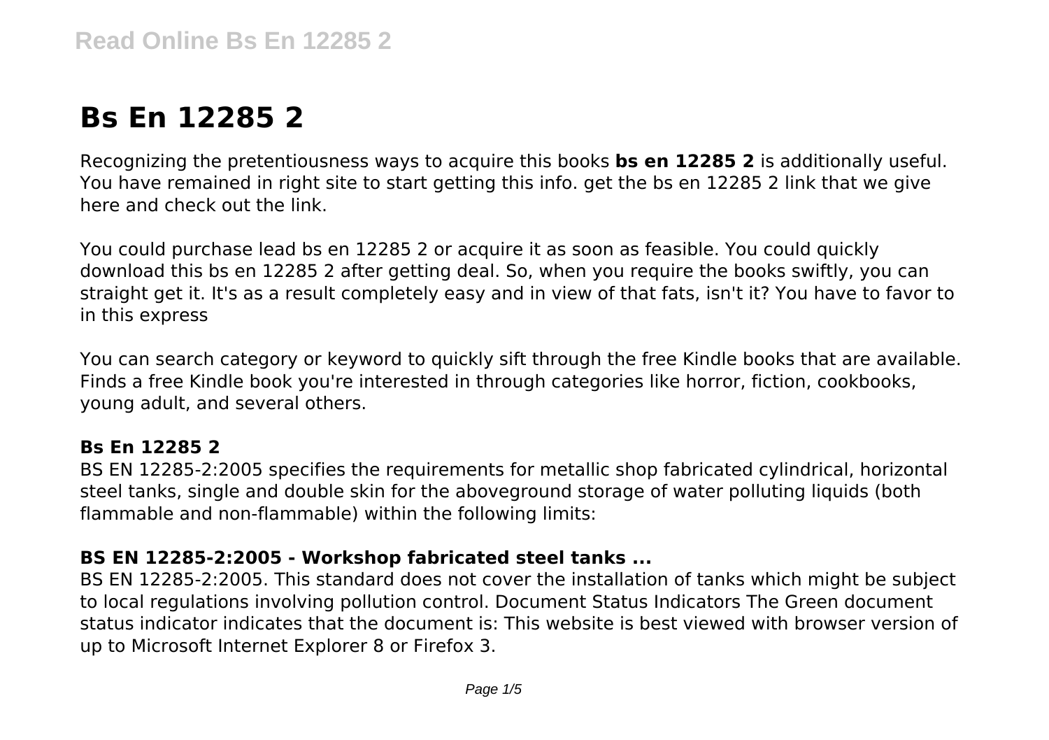# Bs En 12285 2

Recognizing the pretentiousness ways to acquire this books **bs en 12285 2** is additionally useful. You have remained in right site to start getting this info. get the bs en 12285 2 link that we give here and check out the link.

You could purchase lead bs en 12285 2 or acquire it as soon as feasible. You could quickly download this bs en 12285 2 after getting deal. So, when you require the books swiftly, you can straight get it. It's as a result completely easy and in view of that fats, isn't it? You have to favor to in this express

You can search category or keyword to quickly sift through the free Kindle books that are available. Finds a free Kindle book you're interested in through categories like horror, fiction, cookbooks, young adult, and several others.

### Bs En 12285 2

BS EN 12285-2:2005 specifies the requirements for metallic shop fabricated cylindrical, horizontal steel tanks, single and double skin for the aboveground storage of water polluting liquids (both flammable and non-flammable) within the following limits:

### BS EN 12285-2:2005 - Workshop fabricated steel tanks ...

BS EN 12285-2:2005. This standard does not cover the installation of tanks which might be subject to local regulations involving pollution control. Document Status Indicators The Green document status indicator indicates that the document is: This website is best viewed with browser version of up to Microsoft Internet Explorer 8 or Firefox 3.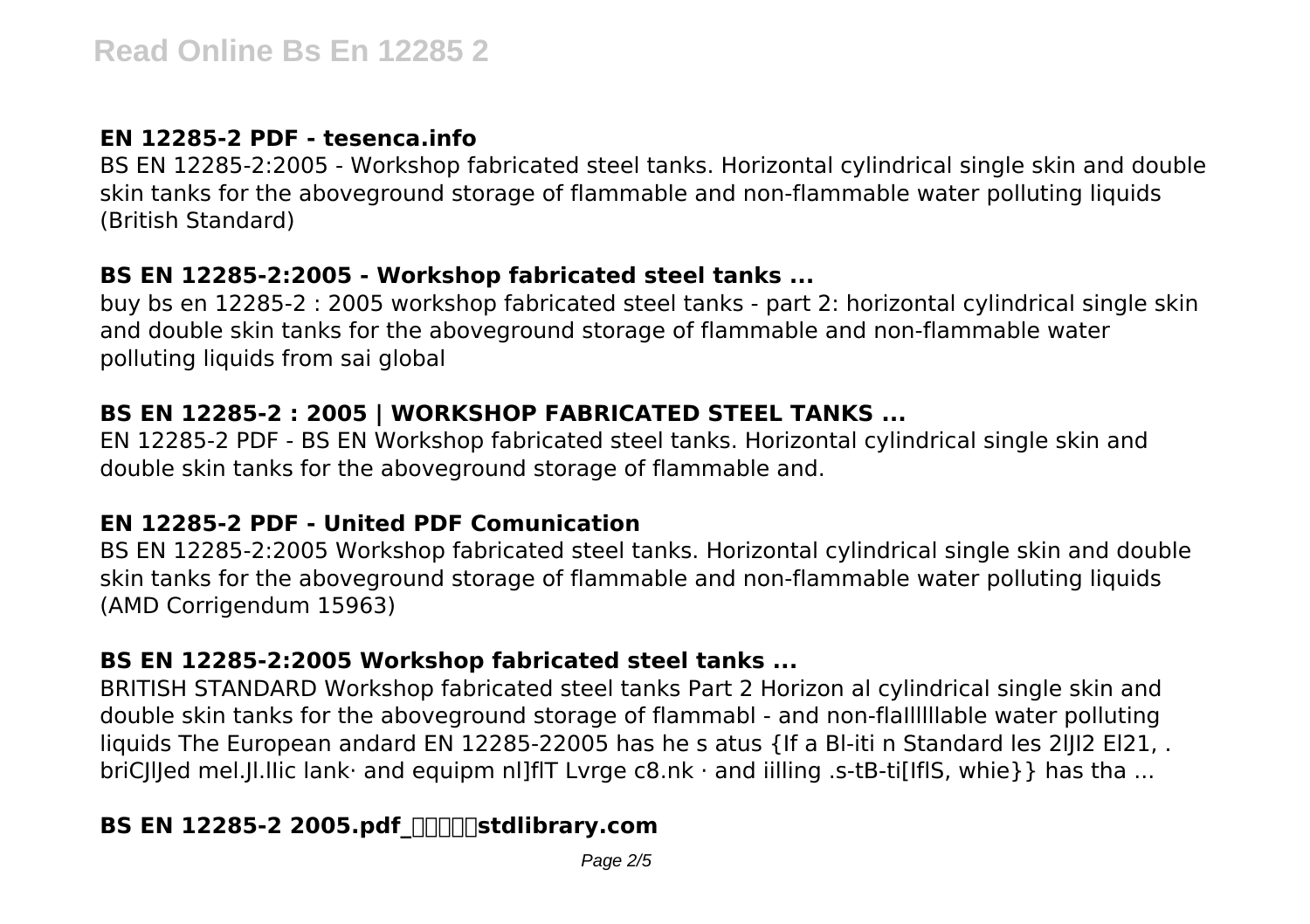## EN 12285-2 PDF - tesenca.info

BS EN 12285-2:2005 - Workshop fabricated steel tanks. Horizontal cylindrical single skin and double skin tanks for the aboveground storage of flammable and non-flammable water polluting liquids (British Standard)

## BS EN 12285-2:2005 - Workshop fabricated steel tanks ...

buy bs en 12285-2 : 2005 workshop fabricated steel tanks - part 2: horizontal cylindrical single skin and double skin tanks for the aboveground storage of flammable and non-flammable water polluting liquids from sai global

## BS EN 12285-2 : 2005 | WORKSHOP FABRICATED STEEL TANKS ...

EN 12285-2 PDF - BS EN Workshop fabricated steel tanks. Horizontal cylindrical single skin and double skin tanks for the aboveground storage of flammable and.

## EN 12285-2 PDF - United PDF Comunication

BS EN 12285-2:2005 Workshop fabricated steel tanks. Horizontal cylindrical single skin and double skin tanks for the aboveground storage of flammable and non-flammable water polluting liquids (AMD Corrigendum 15963)

## BS EN 12285-2:2005 Workshop fabricated steel tanks ...

BRITISH STANDARD Workshop fabricated steel tanks Part 2 Horizon al cylindrical single skin and double skin tanks for the aboveground storage of flammabl - and non-flaIllllable water polluting liquids The European andard EN 12285-22005 has he s atus {If a Bl-iti n Standard les 2lJI2 El21, . briCJlJed mel.Jl.IIic lank· and equipm nl]flT Lvrge c8.nk · and iilling .s-tB-ti[IflS, whie}} has tha ...

## BS EN 12285-2 2005.pdf_□□□□□stdlibrary.com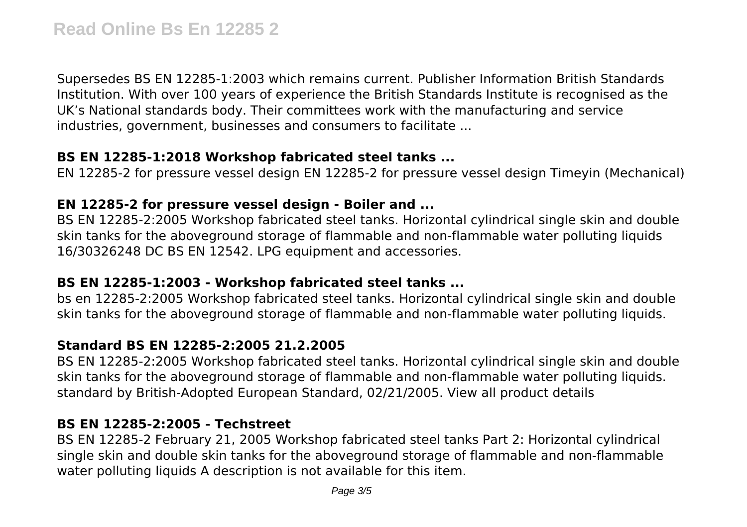Supersedes BS EN 12285-1:2003 which remains current. Publisher Information British Standards Institution. With over 100 years of experience the British Standards Institute is recognised as the UK's National standards body. Their committees work with the manufacturing and service industries, government, businesses and consumers to facilitate ...

### BS EN 12285-1:2018 Workshop fabricated steel tanks ...

EN 12285-2 for pressure vessel design EN 12285-2 for pressure vessel design Timeyin (Mechanical)

### EN 12285-2 for pressure vessel design - Boiler and ...

BS EN 12285-2:2005 Workshop fabricated steel tanks. Horizontal cylindrical single skin and double skin tanks for the aboveground storage of flammable and non-flammable water polluting liquids 16/30326248 DC BS EN 12542. LPG equipment and accessories.

### BS EN 12285-1:2003 - Workshop fabricated steel tanks ...

bs en 12285-2:2005 Workshop fabricated steel tanks. Horizontal cylindrical single skin and double skin tanks for the aboveground storage of flammable and non-flammable water polluting liquids.

### Standard BS EN 12285-2:2005 21.2.2005

BS EN 12285-2:2005 Workshop fabricated steel tanks. Horizontal cylindrical single skin and double skin tanks for the aboveground storage of flammable and non-flammable water polluting liquids. standard by British-Adopted European Standard, 02/21/2005. View all product details

### BS EN 12285-2:2005 - Techstreet

BS EN 12285-2 February 21, 2005 Workshop fabricated steel tanks Part 2: Horizontal cylindrical single skin and double skin tanks for the aboveground storage of flammable and non-flammable water polluting liquids A description is not available for this item.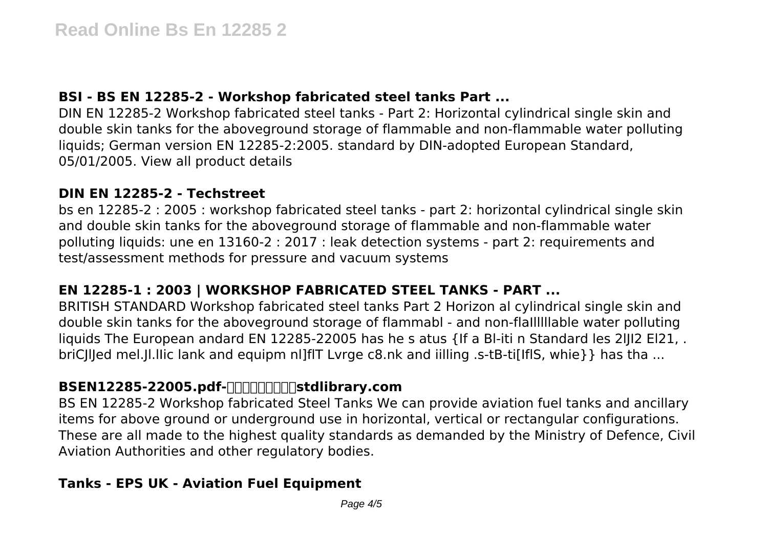### BSI - BS EN 12285-2 - Workshop fabricated steel tanks Part ...

DIN EN 12285-2 Workshop fabricated steel tanks - Part 2: Horizontal cylindrical single skin and double skin tanks for the aboveground storage of flammable and non-flammable water polluting liquids; German version EN 12285-2:2005. standard by DIN-adopted European Standard, 05/01/2005. View all product details

### DIN EN 12285-2 - Techstreet

bs en 12285-2 : 2005 : workshop fabricated steel tanks - part 2: horizontal cylindrical single skin and double skin tanks for the aboveground storage of flammable and non-flammable water polluting liquids: une en 13160-2 : 2017 : leak detection systems - part 2: requirements and test/assessment methods for pressure and vacuum systems

### EN 12285-1 : 2003 | WORKSHOP FABRICATED STEEL TANKS - PART ...

BRITISH STANDARD Workshop fabricated steel tanks Part 2 Horizon al cylindrical single skin and double skin tanks for the aboveground storage of flammabl - and non-flaIllllable water polluting liquids The European andard EN 12285-22005 has he s atus {If a Bl-iti n Standard les 2lJI2 El21, . briCJlJed mel.Jl.lIic lank and equipm nl]flT Lvrge c8.nk and iilling .s-tB-ti[IflS, whie}} has tha ...

### BSEN12285-22005.pdf-□□□□□□□□stdlibrary.com

BS EN 12285-2 Workshop fabricated Steel Tanks We can provide aviation fuel tanks and ancillary items for above ground or underground use in horizontal, vertical or rectangular configurations. These are all made to the highest quality standards as demanded by the Ministry of Defence, Civil Aviation Authorities and other regulatory bodies.

### Tanks - EPS UK - Aviation Fuel Equipment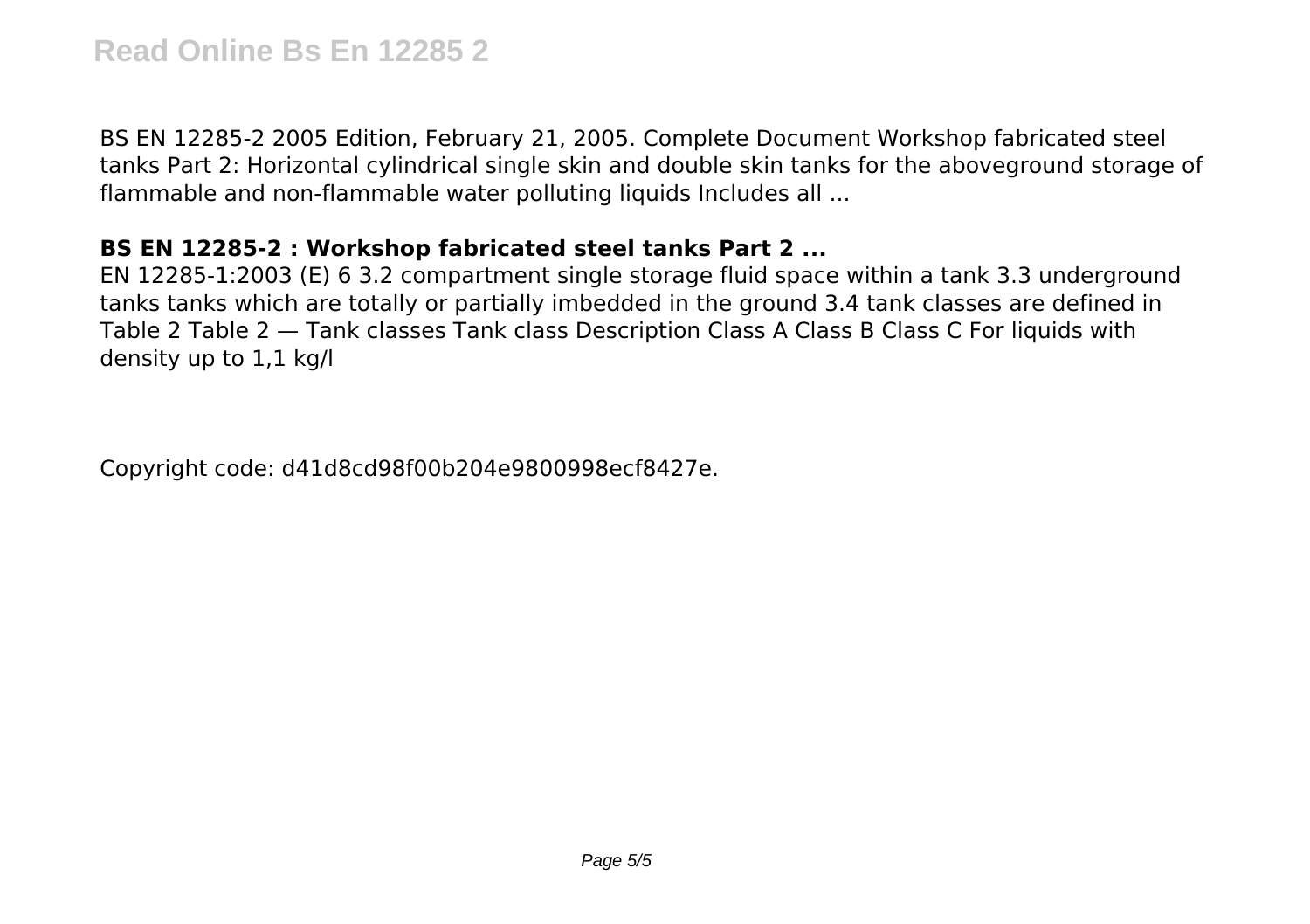BS EN 12285-2 2005 Edition, February 21, 2005. Complete Document Workshop fabricated steel tanks Part 2: Horizontal cylindrical single skin and double skin tanks for the aboveground storage of flammable and non-flammable water polluting liquids Includes all ...

**BS EN 12285-2 : Workshop fabricated steel tanks Part 2 ...**

EN 12285-1:2003 (E) 6 3.2 compartment single storage fluid space within a tank 3.3 underground tanks tanks which are totally or partially imbedded in the ground 3.4 tank classes are defined in Table 2 Table 2 — Tank classes Tank class Description Class A Class B Class C For liquids with density up to 1,1 kg/l

Copyright code: d41d8cd98f00b204e9800998ecf8427e.